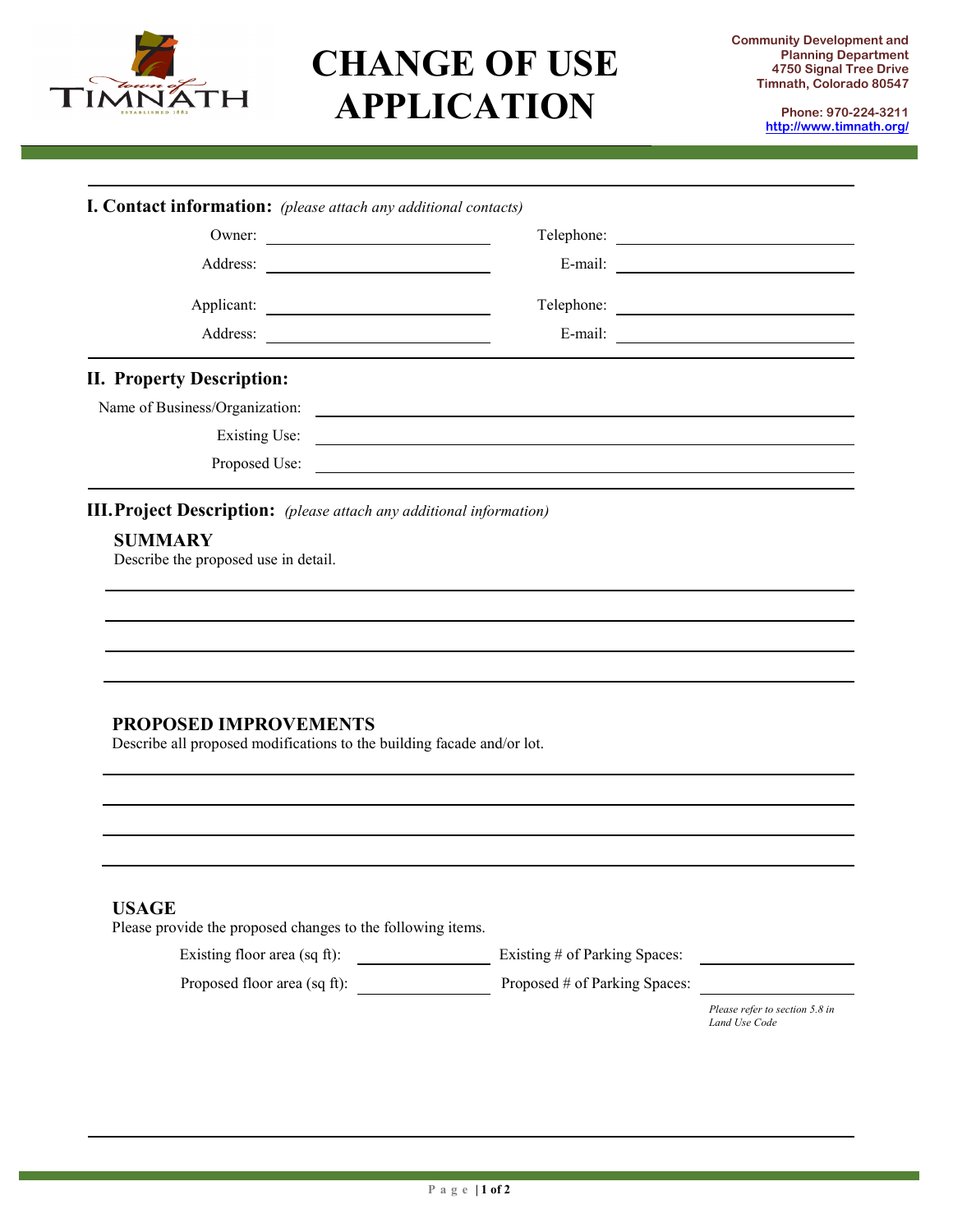# CHANGE OF USE APPLICATION

**Community Development and Planning Department**
**4750 Signal Tree Drive**
**Timnath, Colorado 80547**

**Phone: 970-224-3211**
**http://www.timnath.org/**

---

## I. Contact information: *(please attach any additional contacts)*

Owner: ______________________ Telephone: ______________________

Address: ______________________ E-mail: ______________________

Applicant: ______________________ Telephone: ______________________

Address: ______________________ E-mail: ______________________

## II. Property Description:

Name of Business/Organization: ______________________

Existing Use: ______________________

Proposed Use: ______________________

## III. Project Description: *(please attach any additional information)*

### SUMMARY

Describe the proposed use in detail.

______________________

______________________

______________________

______________________

### PROPOSED IMPROVEMENTS

Describe all proposed modifications to the building facade and/or lot.

______________________

______________________

______________________

______________________

### USAGE

Please provide the proposed changes to the following items.

Existing floor area (sq ft): ____________ Existing # of Parking Spaces: ____________

Proposed floor area (sq ft): ____________ Proposed # of Parking Spaces: ____________

*Please refer to section 5.8 in Land Use Code*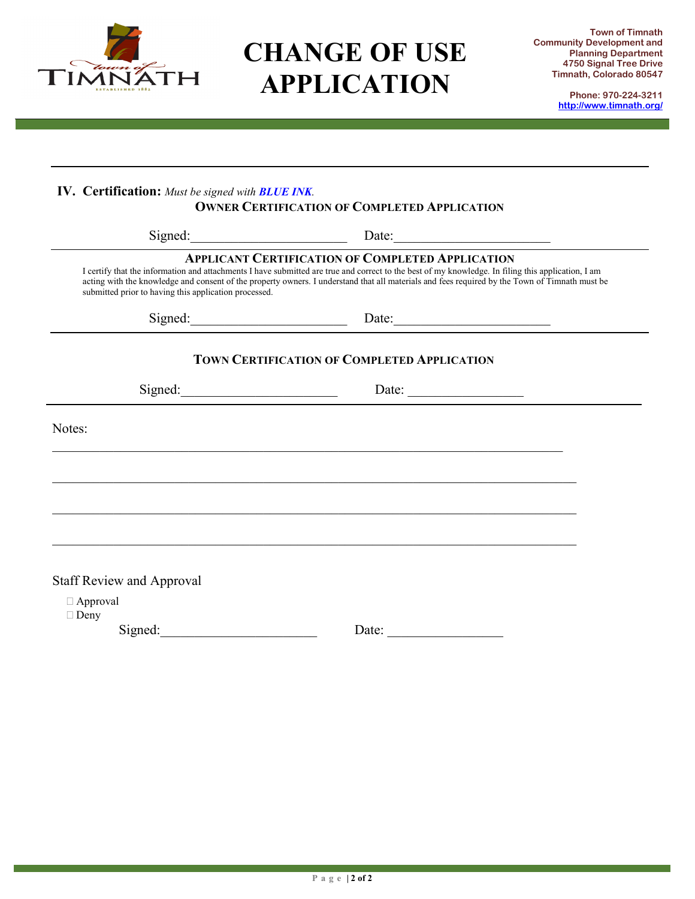# CHANGE OF USE APPLICATION

**Town of Timnath**
**Community Development and Planning Department**
**4750 Signal Tree Drive**
**Timnath, Colorado 80547**

**Phone: 970-224-3211**
**http://www.timnath.org/**

---

## IV. Certification: *Must be signed with **BLUE INK**.*

**OWNER CERTIFICATION OF COMPLETED APPLICATION**

Signed:_______________________ Date:_______________________

**APPLICANT CERTIFICATION OF COMPLETED APPLICATION**

I certify that the information and attachments I have submitted are true and correct to the best of my knowledge. In filing this application, I am acting with the knowledge and consent of the property owners. I understand that all materials and fees required by the Town of Timnath must be submitted prior to having this application processed.

Signed:_______________________ Date:_______________________

**TOWN CERTIFICATION OF COMPLETED APPLICATION**

Signed:_______________________ Date: _________________

Notes:

_____________________________________________________________________________

_____________________________________________________________________________

_____________________________________________________________________________

_____________________________________________________________________________

Staff Review and Approval

- ☐ Approval
- ☐ Deny

Signed:_______________________ Date: _________________